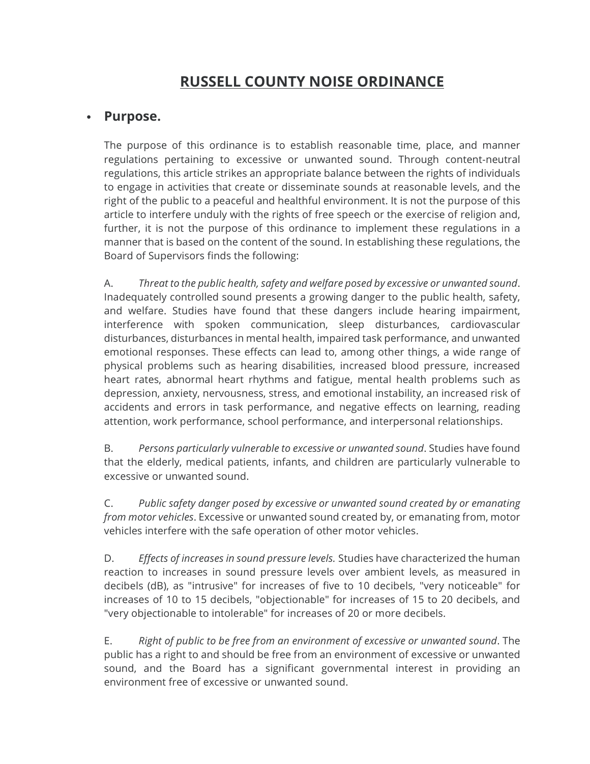# RUSSELL COUNTY NOISE ORDINANCE

- **Purpose.**

The purpose of this ordinance is to establish reasonable time, place, and manner regulations pertaining to excessive or unwanted sound. Through content-neutral regulations, this article strikes an appropriate balance between the rights of individuals to engage in activities that create or disseminate sounds at reasonable levels, and the right of the public to a peaceful and healthful environment. It is not the purpose of this article to interfere unduly with the rights of free speech or the exercise of religion and, further, it is not the purpose of this ordinance to implement these regulations in a manner that is based on the content of the sound. In establishing these regulations, the Board of Supervisors finds the following:

A. *Threat to the public health, safety and welfare posed by excessive or unwanted sound*. Inadequately controlled sound presents a growing danger to the public health, safety, and welfare. Studies have found that these dangers include hearing impairment, interference with spoken communication, sleep disturbances, cardiovascular disturbances, disturbances in mental health, impaired task performance, and unwanted emotional responses. These effects can lead to, among other things, a wide range of physical problems such as hearing disabilities, increased blood pressure, increased heart rates, abnormal heart rhythms and fatigue, mental health problems such as depression, anxiety, nervousness, stress, and emotional instability, an increased risk of accidents and errors in task performance, and negative effects on learning, reading attention, work performance, school performance, and interpersonal relationships.

B. *Persons particularly vulnerable to excessive or unwanted sound*. Studies have found that the elderly, medical patients, infants, and children are particularly vulnerable to excessive or unwanted sound.

C. *Public safety danger posed by excessive or unwanted sound created by or emanating from motor vehicles*. Excessive or unwanted sound created by, or emanating from, motor vehicles interfere with the safe operation of other motor vehicles.

D. *Effects of increases in sound pressure levels.* Studies have characterized the human reaction to increases in sound pressure levels over ambient levels, as measured in decibels (dB), as "intrusive" for increases of five to 10 decibels, "very noticeable" for increases of 10 to 15 decibels, "objectionable" for increases of 15 to 20 decibels, and "very objectionable to intolerable" for increases of 20 or more decibels.

E. *Right of public to be free from an environment of excessive or unwanted sound*. The public has a right to and should be free from an environment of excessive or unwanted sound, and the Board has a significant governmental interest in providing an environment free of excessive or unwanted sound.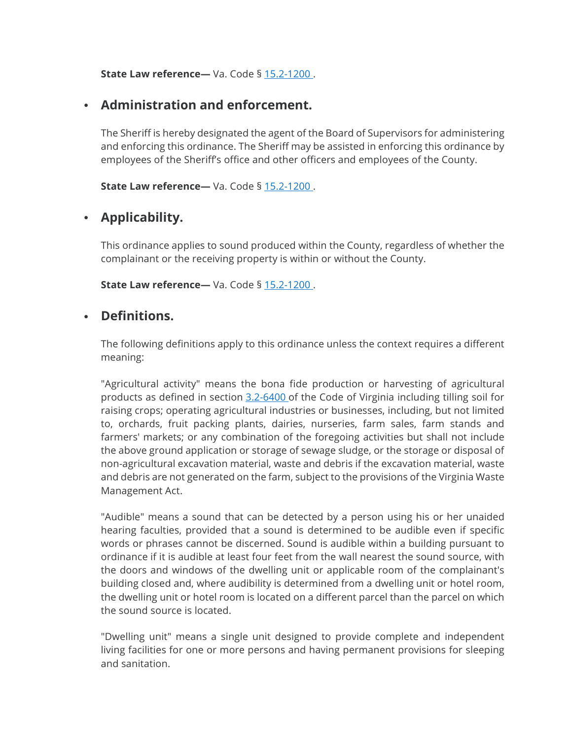**State Law reference—** Va. Code § 15.2-1200 .

- ## Administration and enforcement.

  The Sheriff is hereby designated the agent of the Board of Supervisors for administering and enforcing this ordinance. The Sheriff may be assisted in enforcing this ordinance by employees of the Sheriff's office and other officers and employees of the County.

  **State Law reference—** Va. Code § 15.2-1200 .

- ## Applicability.

  This ordinance applies to sound produced within the County, regardless of whether the complainant or the receiving property is within or without the County.

  **State Law reference—** Va. Code § 15.2-1200 .

- ## Definitions.

  The following definitions apply to this ordinance unless the context requires a different meaning:

  "Agricultural activity" means the bona fide production or harvesting of agricultural products as defined in section 3.2-6400 of the Code of Virginia including tilling soil for raising crops; operating agricultural industries or businesses, including, but not limited to, orchards, fruit packing plants, dairies, nurseries, farm sales, farm stands and farmers' markets; or any combination of the foregoing activities but shall not include the above ground application or storage of sewage sludge, or the storage or disposal of non-agricultural excavation material, waste and debris if the excavation material, waste and debris are not generated on the farm, subject to the provisions of the Virginia Waste Management Act.

  "Audible" means a sound that can be detected by a person using his or her unaided hearing faculties, provided that a sound is determined to be audible even if specific words or phrases cannot be discerned. Sound is audible within a building pursuant to ordinance if it is audible at least four feet from the wall nearest the sound source, with the doors and windows of the dwelling unit or applicable room of the complainant's building closed and, where audibility is determined from a dwelling unit or hotel room, the dwelling unit or hotel room is located on a different parcel than the parcel on which the sound source is located.

  "Dwelling unit" means a single unit designed to provide complete and independent living facilities for one or more persons and having permanent provisions for sleeping and sanitation.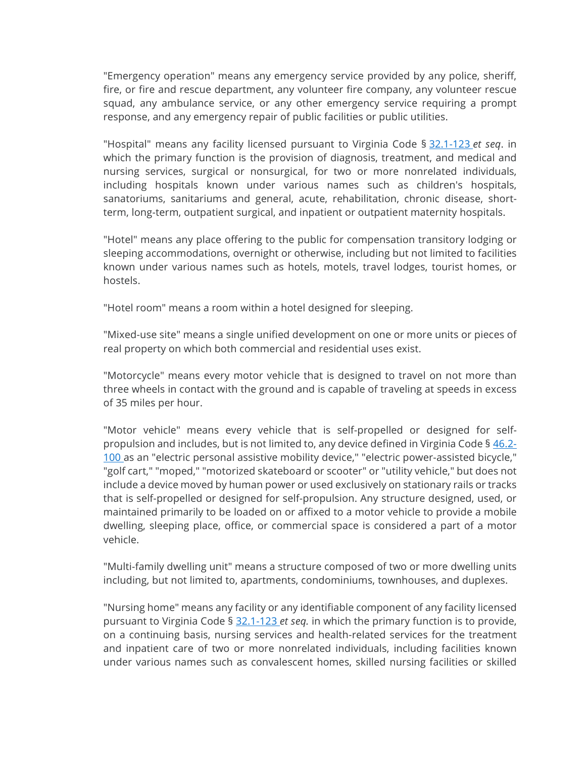"Emergency operation" means any emergency service provided by any police, sheriff, fire, or fire and rescue department, any volunteer fire company, any volunteer rescue squad, any ambulance service, or any other emergency service requiring a prompt response, and any emergency repair of public facilities or public utilities.

"Hospital" means any facility licensed pursuant to Virginia Code § [32.1-123](#) *et seq*. in which the primary function is the provision of diagnosis, treatment, and medical and nursing services, surgical or nonsurgical, for two or more nonrelated individuals, including hospitals known under various names such as children's hospitals, sanatoriums, sanitariums and general, acute, rehabilitation, chronic disease, short-term, long-term, outpatient surgical, and inpatient or outpatient maternity hospitals.

"Hotel" means any place offering to the public for compensation transitory lodging or sleeping accommodations, overnight or otherwise, including but not limited to facilities known under various names such as hotels, motels, travel lodges, tourist homes, or hostels.

"Hotel room" means a room within a hotel designed for sleeping.

"Mixed-use site" means a single unified development on one or more units or pieces of real property on which both commercial and residential uses exist.

"Motorcycle" means every motor vehicle that is designed to travel on not more than three wheels in contact with the ground and is capable of traveling at speeds in excess of 35 miles per hour.

"Motor vehicle" means every vehicle that is self-propelled or designed for self-propulsion and includes, but is not limited to, any device defined in Virginia Code § [46.2-100](#) as an "electric personal assistive mobility device," "electric power-assisted bicycle," "golf cart," "moped," "motorized skateboard or scooter" or "utility vehicle," but does not include a device moved by human power or used exclusively on stationary rails or tracks that is self-propelled or designed for self-propulsion. Any structure designed, used, or maintained primarily to be loaded on or affixed to a motor vehicle to provide a mobile dwelling, sleeping place, office, or commercial space is considered a part of a motor vehicle.

"Multi-family dwelling unit" means a structure composed of two or more dwelling units including, but not limited to, apartments, condominiums, townhouses, and duplexes.

"Nursing home" means any facility or any identifiable component of any facility licensed pursuant to Virginia Code § [32.1-123](#) *et seq.* in which the primary function is to provide, on a continuing basis, nursing services and health-related services for the treatment and inpatient care of two or more nonrelated individuals, including facilities known under various names such as convalescent homes, skilled nursing facilities or skilled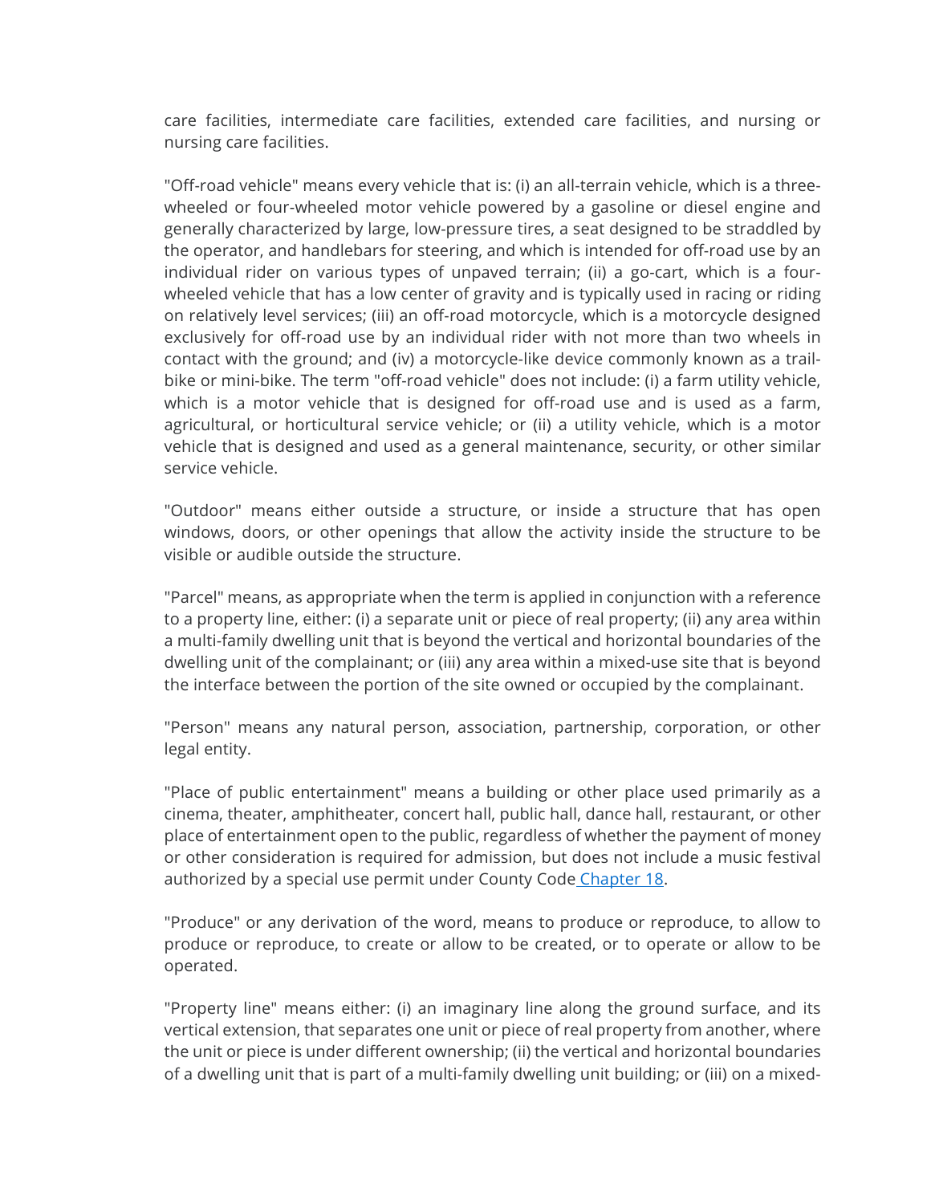care facilities, intermediate care facilities, extended care facilities, and nursing or nursing care facilities.

"Off-road vehicle" means every vehicle that is: (i) an all-terrain vehicle, which is a three-wheeled or four-wheeled motor vehicle powered by a gasoline or diesel engine and generally characterized by large, low-pressure tires, a seat designed to be straddled by the operator, and handlebars for steering, and which is intended for off-road use by an individual rider on various types of unpaved terrain; (ii) a go-cart, which is a four-wheeled vehicle that has a low center of gravity and is typically used in racing or riding on relatively level services; (iii) an off-road motorcycle, which is a motorcycle designed exclusively for off-road use by an individual rider with not more than two wheels in contact with the ground; and (iv) a motorcycle-like device commonly known as a trail-bike or mini-bike. The term "off-road vehicle" does not include: (i) a farm utility vehicle, which is a motor vehicle that is designed for off-road use and is used as a farm, agricultural, or horticultural service vehicle; or (ii) a utility vehicle, which is a motor vehicle that is designed and used as a general maintenance, security, or other similar service vehicle.

"Outdoor" means either outside a structure, or inside a structure that has open windows, doors, or other openings that allow the activity inside the structure to be visible or audible outside the structure.

"Parcel" means, as appropriate when the term is applied in conjunction with a reference to a property line, either: (i) a separate unit or piece of real property; (ii) any area within a multi-family dwelling unit that is beyond the vertical and horizontal boundaries of the dwelling unit of the complainant; or (iii) any area within a mixed-use site that is beyond the interface between the portion of the site owned or occupied by the complainant.

"Person" means any natural person, association, partnership, corporation, or other legal entity.

"Place of public entertainment" means a building or other place used primarily as a cinema, theater, amphitheater, concert hall, public hall, dance hall, restaurant, or other place of entertainment open to the public, regardless of whether the payment of money or other consideration is required for admission, but does not include a music festival authorized by a special use permit under County Code Chapter 18.

"Produce" or any derivation of the word, means to produce or reproduce, to allow to produce or reproduce, to create or allow to be created, or to operate or allow to be operated.

"Property line" means either: (i) an imaginary line along the ground surface, and its vertical extension, that separates one unit or piece of real property from another, where the unit or piece is under different ownership; (ii) the vertical and horizontal boundaries of a dwelling unit that is part of a multi-family dwelling unit building; or (iii) on a mixed-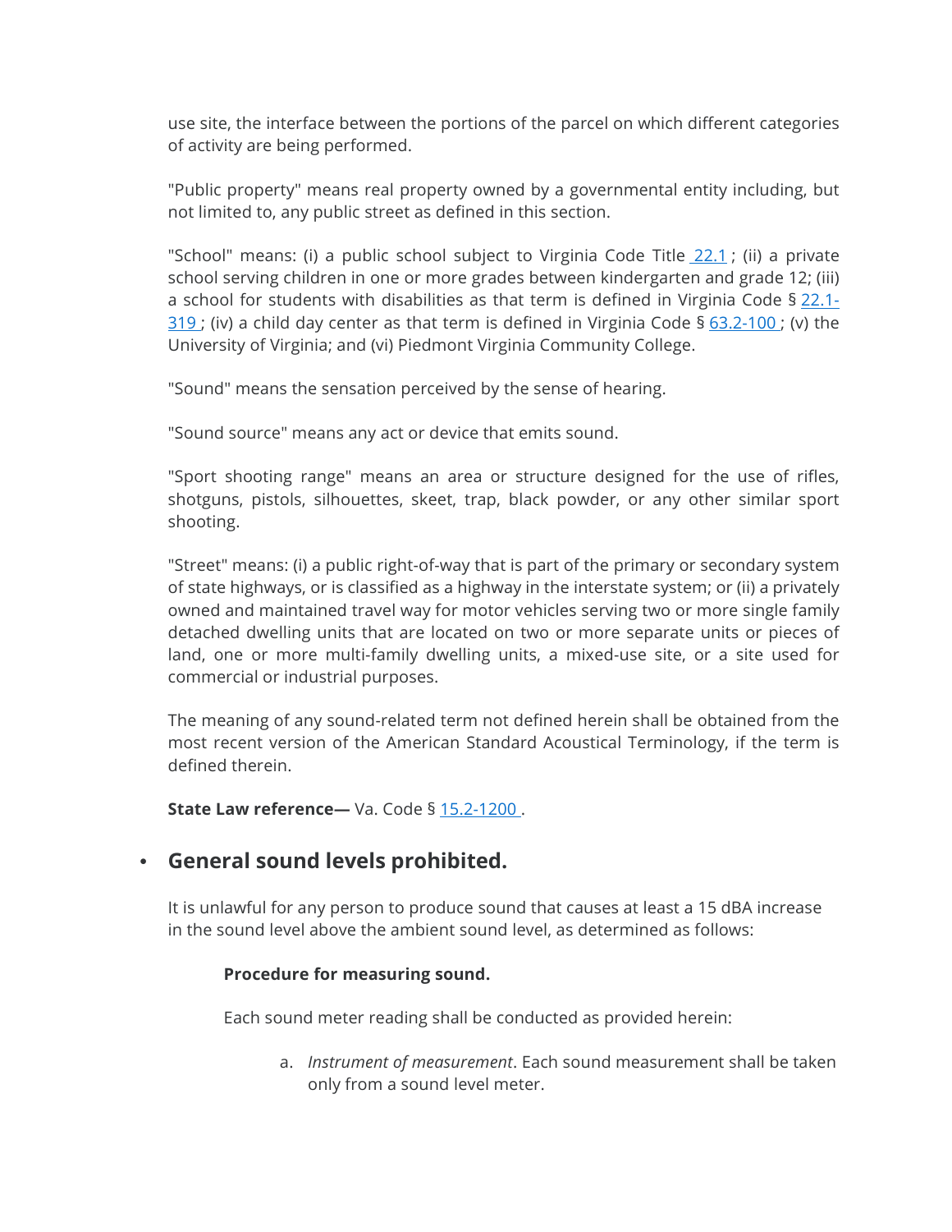use site, the interface between the portions of the parcel on which different categories of activity are being performed.

"Public property" means real property owned by a governmental entity including, but not limited to, any public street as defined in this section.

"School" means: (i) a public school subject to Virginia Code Title 22.1 ; (ii) a private school serving children in one or more grades between kindergarten and grade 12; (iii) a school for students with disabilities as that term is defined in Virginia Code § 22.1-319 ; (iv) a child day center as that term is defined in Virginia Code § 63.2-100 ; (v) the University of Virginia; and (vi) Piedmont Virginia Community College.

"Sound" means the sensation perceived by the sense of hearing.

"Sound source" means any act or device that emits sound.

"Sport shooting range" means an area or structure designed for the use of rifles, shotguns, pistols, silhouettes, skeet, trap, black powder, or any other similar sport shooting.

"Street" means: (i) a public right-of-way that is part of the primary or secondary system of state highways, or is classified as a highway in the interstate system; or (ii) a privately owned and maintained travel way for motor vehicles serving two or more single family detached dwelling units that are located on two or more separate units or pieces of land, one or more multi-family dwelling units, a mixed-use site, or a site used for commercial or industrial purposes.

The meaning of any sound-related term not defined herein shall be obtained from the most recent version of the American Standard Acoustical Terminology, if the term is defined therein.

**State Law reference—** Va. Code § 15.2-1200 .

- ## General sound levels prohibited.

  It is unlawful for any person to produce sound that causes at least a 15 dBA increase in the sound level above the ambient sound level, as determined as follows:

  **Procedure for measuring sound.**

  Each sound meter reading shall be conducted as provided herein:

  a. *Instrument of measurement*. Each sound measurement shall be taken only from a sound level meter.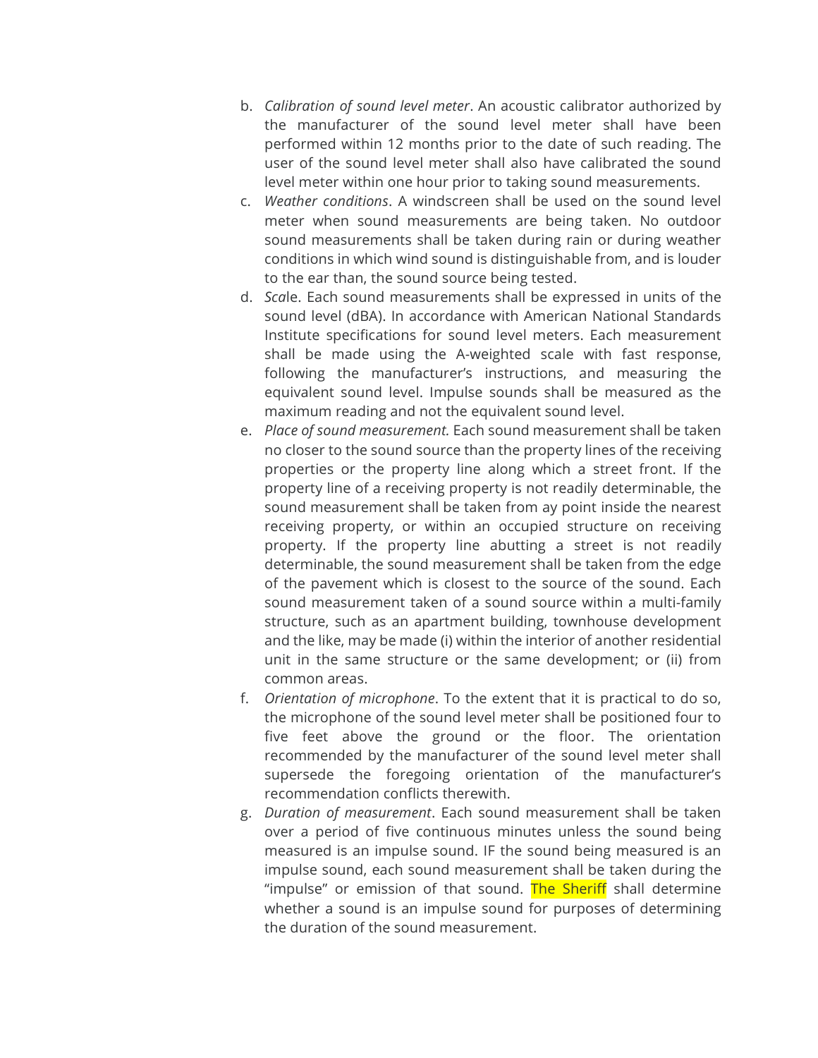b. *Calibration of sound level meter*. An acoustic calibrator authorized by the manufacturer of the sound level meter shall have been performed within 12 months prior to the date of such reading. The user of the sound level meter shall also have calibrated the sound level meter within one hour prior to taking sound measurements.

c. *Weather conditions*. A windscreen shall be used on the sound level meter when sound measurements are being taken. No outdoor sound measurements shall be taken during rain or during weather conditions in which wind sound is distinguishable from, and is louder to the ear than, the sound source being tested.

d. *Scal*e. Each sound measurements shall be expressed in units of the sound level (dBA). In accordance with American National Standards Institute specifications for sound level meters. Each measurement shall be made using the A-weighted scale with fast response, following the manufacturer's instructions, and measuring the equivalent sound level. Impulse sounds shall be measured as the maximum reading and not the equivalent sound level.

e. *Place of sound measurement.* Each sound measurement shall be taken no closer to the sound source than the property lines of the receiving properties or the property line along which a street front. If the property line of a receiving property is not readily determinable, the sound measurement shall be taken from ay point inside the nearest receiving property, or within an occupied structure on receiving property. If the property line abutting a street is not readily determinable, the sound measurement shall be taken from the edge of the pavement which is closest to the source of the sound. Each sound measurement taken of a sound source within a multi-family structure, such as an apartment building, townhouse development and the like, may be made (i) within the interior of another residential unit in the same structure or the same development; or (ii) from common areas.

f. *Orientation of microphone*. To the extent that it is practical to do so, the microphone of the sound level meter shall be positioned four to five feet above the ground or the floor. The orientation recommended by the manufacturer of the sound level meter shall supersede the foregoing orientation of the manufacturer's recommendation conflicts therewith.

g. *Duration of measurement*. Each sound measurement shall be taken over a period of five continuous minutes unless the sound being measured is an impulse sound. IF the sound being measured is an impulse sound, each sound measurement shall be taken during the "impulse" or emission of that sound. The Sheriff shall determine whether a sound is an impulse sound for purposes of determining the duration of the sound measurement.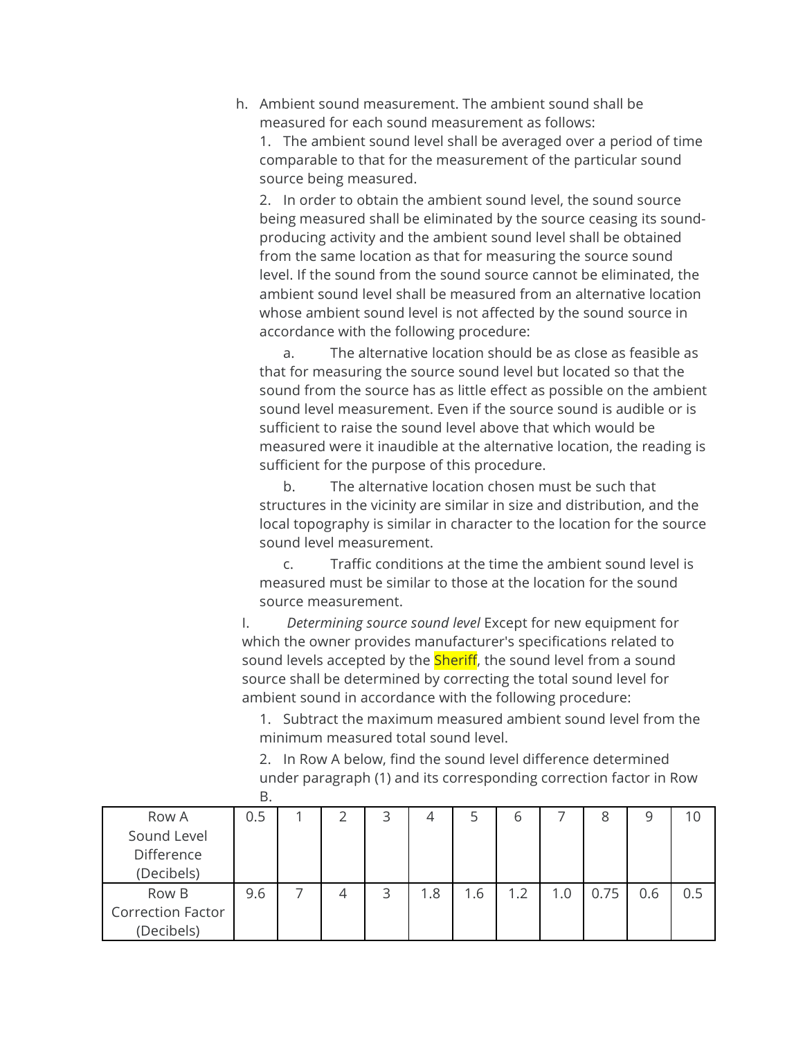h. Ambient sound measurement. The ambient sound shall be measured for each sound measurement as follows:

1. The ambient sound level shall be averaged over a period of time comparable to that for the measurement of the particular sound source being measured.

2. In order to obtain the ambient sound level, the sound source being measured shall be eliminated by the source ceasing its sound-producing activity and the ambient sound level shall be obtained from the same location as that for measuring the source sound level. If the sound from the sound source cannot be eliminated, the ambient sound level shall be measured from an alternative location whose ambient sound level is not affected by the sound source in accordance with the following procedure:

a. The alternative location should be as close as feasible as that for measuring the source sound level but located so that the sound from the source has as little effect as possible on the ambient sound level measurement. Even if the source sound is audible or is sufficient to raise the sound level above that which would be measured were it inaudible at the alternative location, the reading is sufficient for the purpose of this procedure.

b. The alternative location chosen must be such that structures in the vicinity are similar in size and distribution, and the local topography is similar in character to the location for the source sound level measurement.

c. Traffic conditions at the time the ambient sound level is measured must be similar to those at the location for the sound source measurement.

I. *Determining source sound level* Except for new equipment for which the owner provides manufacturer's specifications related to sound levels accepted by the Sheriff, the sound level from a sound source shall be determined by correcting the total sound level for ambient sound in accordance with the following procedure:

1. Subtract the maximum measured ambient sound level from the minimum measured total sound level.

2. In Row A below, find the sound level difference determined under paragraph (1) and its corresponding correction factor in Row B.

| Row A Sound Level Difference (Decibels) | 0.5 | 1 | 2 | 3 | 4 | 5 | 6 | 7 | 8 | 9 | 10 |
|---|---|---|---|---|---|---|---|---|---|---|---|
| Row B Correction Factor (Decibels) | 9.6 | 7 | 4 | 3 | 1.8 | 1.6 | 1.2 | 1.0 | 0.75 | 0.6 | 0.5 |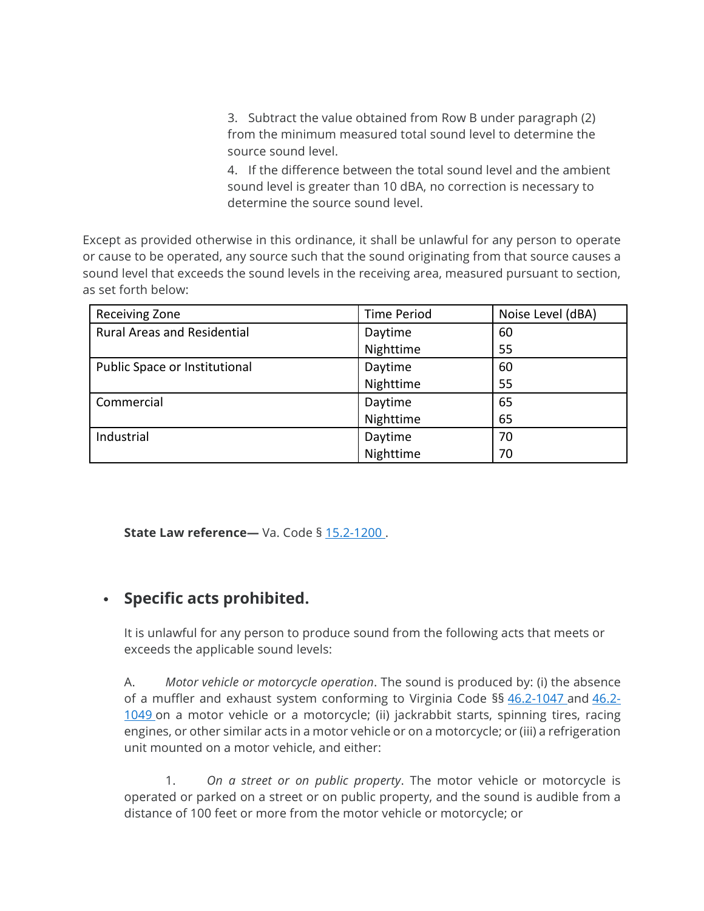3. Subtract the value obtained from Row B under paragraph (2) from the minimum measured total sound level to determine the source sound level.

4. If the difference between the total sound level and the ambient sound level is greater than 10 dBA, no correction is necessary to determine the source sound level.

Except as provided otherwise in this ordinance, it shall be unlawful for any person to operate or cause to be operated, any source such that the sound originating from that source causes a sound level that exceeds the sound levels in the receiving area, measured pursuant to section, as set forth below:

| Receiving Zone | Time Period | Noise Level (dBA) |
|---|---|---|
| Rural Areas and Residential | Daytime | 60 |
| | Nighttime | 55 |
| Public Space or Institutional | Daytime | 60 |
| | Nighttime | 55 |
| Commercial | Daytime | 65 |
| | Nighttime | 65 |
| Industrial | Daytime | 70 |
| | Nighttime | 70 |

**State Law reference—** Va. Code § [15.2-1200](15.2-1200) .

- ## Specific acts prohibited.

It is unlawful for any person to produce sound from the following acts that meets or exceeds the applicable sound levels:

A. *Motor vehicle or motorcycle operation*. The sound is produced by: (i) the absence of a muffler and exhaust system conforming to Virginia Code §§ 46.2-1047 and 46.2-1049 on a motor vehicle or a motorcycle; (ii) jackrabbit starts, spinning tires, racing engines, or other similar acts in a motor vehicle or on a motorcycle; or (iii) a refrigeration unit mounted on a motor vehicle, and either:

1. *On a street or on public property*. The motor vehicle or motorcycle is operated or parked on a street or on public property, and the sound is audible from a distance of 100 feet or more from the motor vehicle or motorcycle; or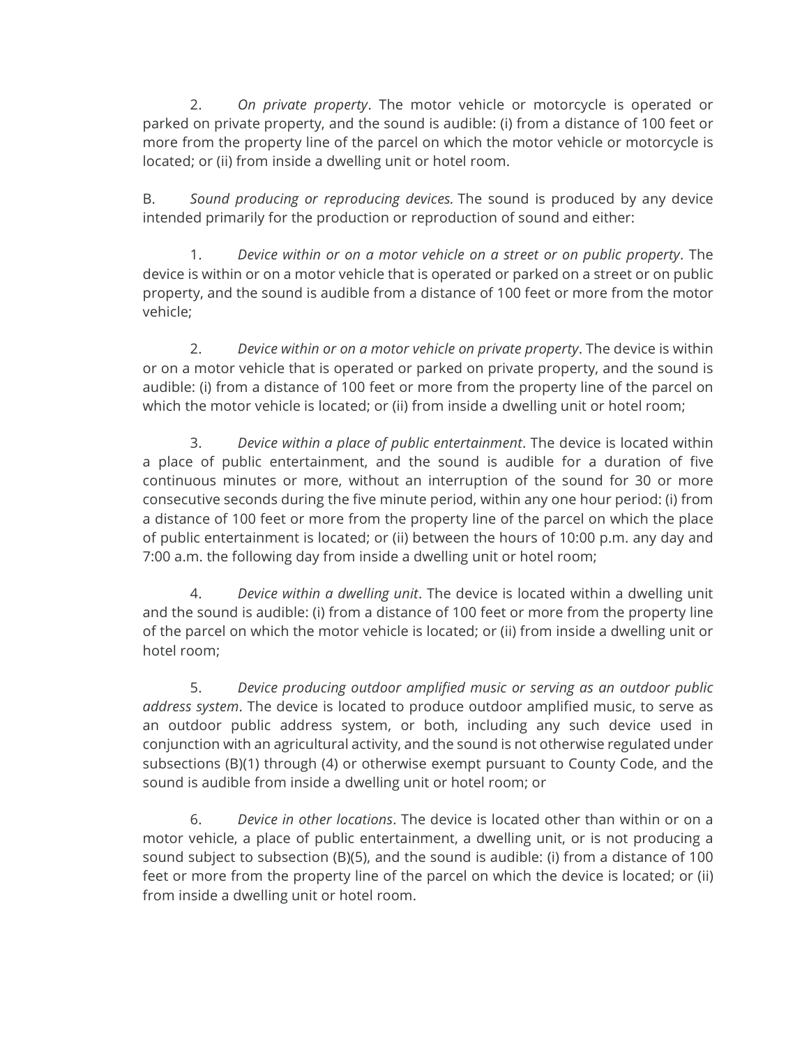2. *On private property*. The motor vehicle or motorcycle is operated or parked on private property, and the sound is audible: (i) from a distance of 100 feet or more from the property line of the parcel on which the motor vehicle or motorcycle is located; or (ii) from inside a dwelling unit or hotel room.

B. *Sound producing or reproducing devices.* The sound is produced by any device intended primarily for the production or reproduction of sound and either:

1. *Device within or on a motor vehicle on a street or on public property*. The device is within or on a motor vehicle that is operated or parked on a street or on public property, and the sound is audible from a distance of 100 feet or more from the motor vehicle;

2. *Device within or on a motor vehicle on private property*. The device is within or on a motor vehicle that is operated or parked on private property, and the sound is audible: (i) from a distance of 100 feet or more from the property line of the parcel on which the motor vehicle is located; or (ii) from inside a dwelling unit or hotel room;

3. *Device within a place of public entertainment*. The device is located within a place of public entertainment, and the sound is audible for a duration of five continuous minutes or more, without an interruption of the sound for 30 or more consecutive seconds during the five minute period, within any one hour period: (i) from a distance of 100 feet or more from the property line of the parcel on which the place of public entertainment is located; or (ii) between the hours of 10:00 p.m. any day and 7:00 a.m. the following day from inside a dwelling unit or hotel room;

4. *Device within a dwelling unit*. The device is located within a dwelling unit and the sound is audible: (i) from a distance of 100 feet or more from the property line of the parcel on which the motor vehicle is located; or (ii) from inside a dwelling unit or hotel room;

5. *Device producing outdoor amplified music or serving as an outdoor public address system*. The device is located to produce outdoor amplified music, to serve as an outdoor public address system, or both, including any such device used in conjunction with an agricultural activity, and the sound is not otherwise regulated under subsections (B)(1) through (4) or otherwise exempt pursuant to County Code, and the sound is audible from inside a dwelling unit or hotel room; or

6. *Device in other locations*. The device is located other than within or on a motor vehicle, a place of public entertainment, a dwelling unit, or is not producing a sound subject to subsection (B)(5), and the sound is audible: (i) from a distance of 100 feet or more from the property line of the parcel on which the device is located; or (ii) from inside a dwelling unit or hotel room.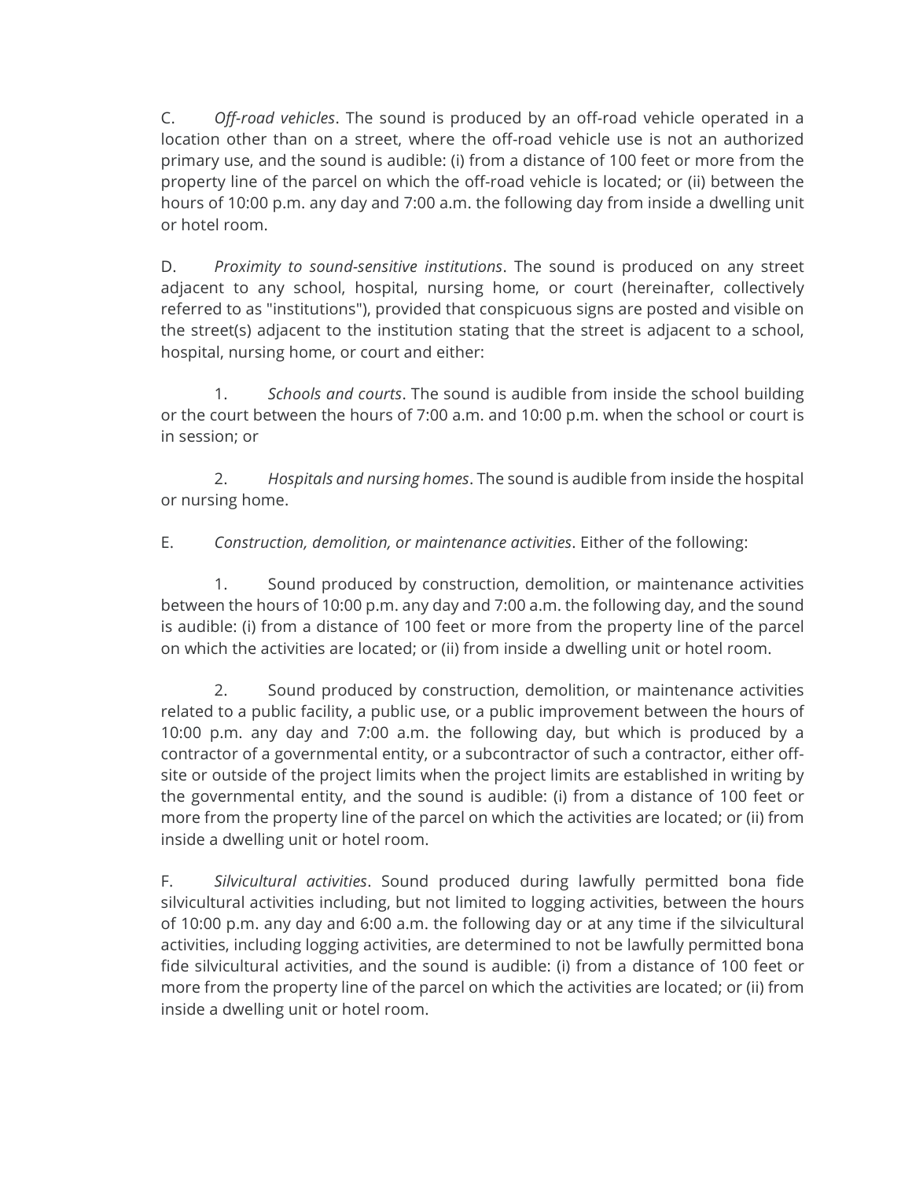C. *Off-road vehicles*. The sound is produced by an off-road vehicle operated in a location other than on a street, where the off-road vehicle use is not an authorized primary use, and the sound is audible: (i) from a distance of 100 feet or more from the property line of the parcel on which the off-road vehicle is located; or (ii) between the hours of 10:00 p.m. any day and 7:00 a.m. the following day from inside a dwelling unit or hotel room.

D. *Proximity to sound-sensitive institutions*. The sound is produced on any street adjacent to any school, hospital, nursing home, or court (hereinafter, collectively referred to as "institutions"), provided that conspicuous signs are posted and visible on the street(s) adjacent to the institution stating that the street is adjacent to a school, hospital, nursing home, or court and either:

1. *Schools and courts*. The sound is audible from inside the school building or the court between the hours of 7:00 a.m. and 10:00 p.m. when the school or court is in session; or

2. *Hospitals and nursing homes*. The sound is audible from inside the hospital or nursing home.

E. *Construction, demolition, or maintenance activities*. Either of the following:

1. Sound produced by construction, demolition, or maintenance activities between the hours of 10:00 p.m. any day and 7:00 a.m. the following day, and the sound is audible: (i) from a distance of 100 feet or more from the property line of the parcel on which the activities are located; or (ii) from inside a dwelling unit or hotel room.

2. Sound produced by construction, demolition, or maintenance activities related to a public facility, a public use, or a public improvement between the hours of 10:00 p.m. any day and 7:00 a.m. the following day, but which is produced by a contractor of a governmental entity, or a subcontractor of such a contractor, either off-site or outside of the project limits when the project limits are established in writing by the governmental entity, and the sound is audible: (i) from a distance of 100 feet or more from the property line of the parcel on which the activities are located; or (ii) from inside a dwelling unit or hotel room.

F. *Silvicultural activities*. Sound produced during lawfully permitted bona fide silvicultural activities including, but not limited to logging activities, between the hours of 10:00 p.m. any day and 6:00 a.m. the following day or at any time if the silvicultural activities, including logging activities, are determined to not be lawfully permitted bona fide silvicultural activities, and the sound is audible: (i) from a distance of 100 feet or more from the property line of the parcel on which the activities are located; or (ii) from inside a dwelling unit or hotel room.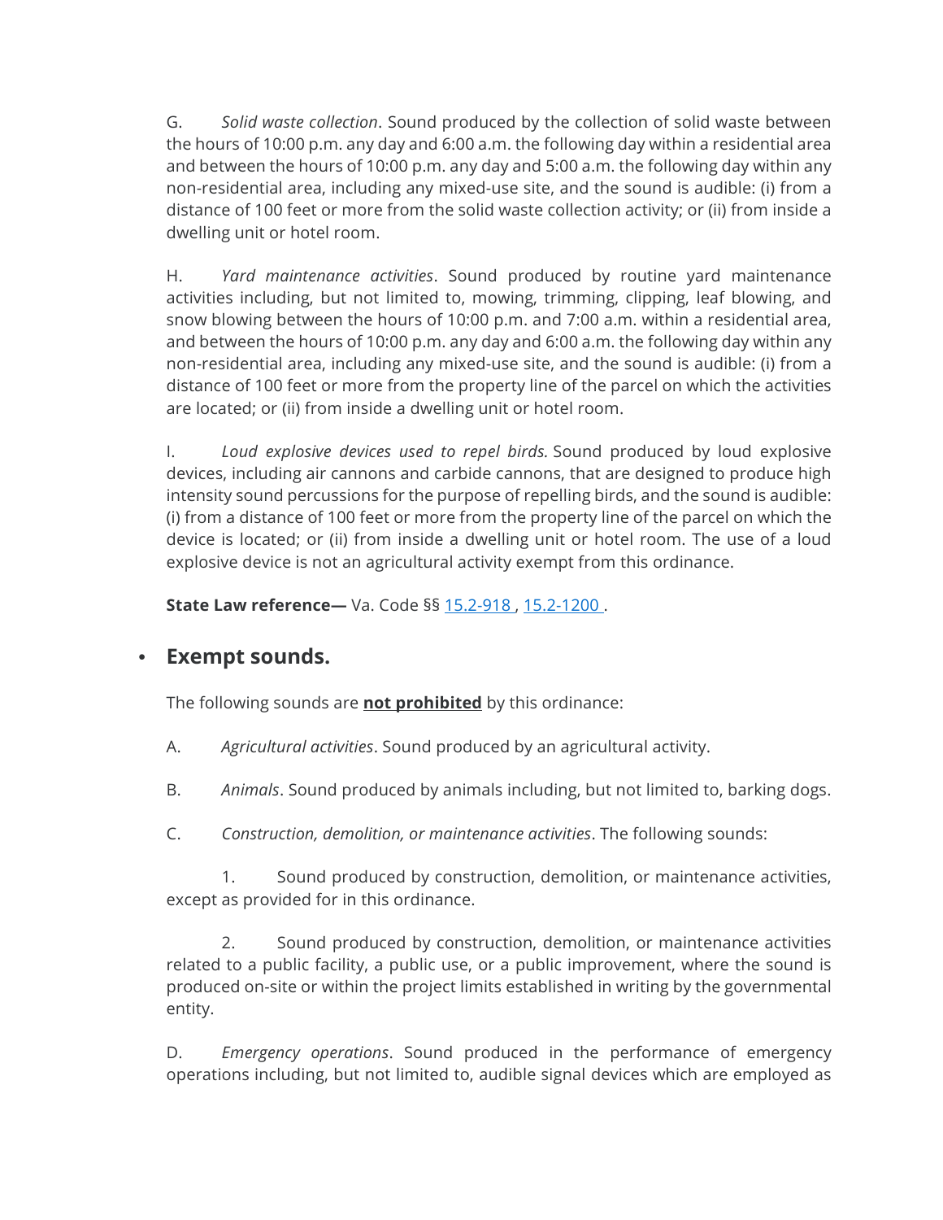G. *Solid waste collection*. Sound produced by the collection of solid waste between the hours of 10:00 p.m. any day and 6:00 a.m. the following day within a residential area and between the hours of 10:00 p.m. any day and 5:00 a.m. the following day within any non-residential area, including any mixed-use site, and the sound is audible: (i) from a distance of 100 feet or more from the solid waste collection activity; or (ii) from inside a dwelling unit or hotel room.

H. *Yard maintenance activities*. Sound produced by routine yard maintenance activities including, but not limited to, mowing, trimming, clipping, leaf blowing, and snow blowing between the hours of 10:00 p.m. and 7:00 a.m. within a residential area, and between the hours of 10:00 p.m. any day and 6:00 a.m. the following day within any non-residential area, including any mixed-use site, and the sound is audible: (i) from a distance of 100 feet or more from the property line of the parcel on which the activities are located; or (ii) from inside a dwelling unit or hotel room.

I. *Loud explosive devices used to repel birds.* Sound produced by loud explosive devices, including air cannons and carbide cannons, that are designed to produce high intensity sound percussions for the purpose of repelling birds, and the sound is audible: (i) from a distance of 100 feet or more from the property line of the parcel on which the device is located; or (ii) from inside a dwelling unit or hotel room. The use of a loud explosive device is not an agricultural activity exempt from this ordinance.

**State Law reference—** Va. Code §§ 15.2-918 , 15.2-1200 .

- **Exempt sounds.**

The following sounds are **not prohibited** by this ordinance:

A. *Agricultural activities*. Sound produced by an agricultural activity.

B. *Animals*. Sound produced by animals including, but not limited to, barking dogs.

C. *Construction, demolition, or maintenance activities*. The following sounds:

1. Sound produced by construction, demolition, or maintenance activities, except as provided for in this ordinance.

2. Sound produced by construction, demolition, or maintenance activities related to a public facility, a public use, or a public improvement, where the sound is produced on-site or within the project limits established in writing by the governmental entity.

D. *Emergency operations*. Sound produced in the performance of emergency operations including, but not limited to, audible signal devices which are employed as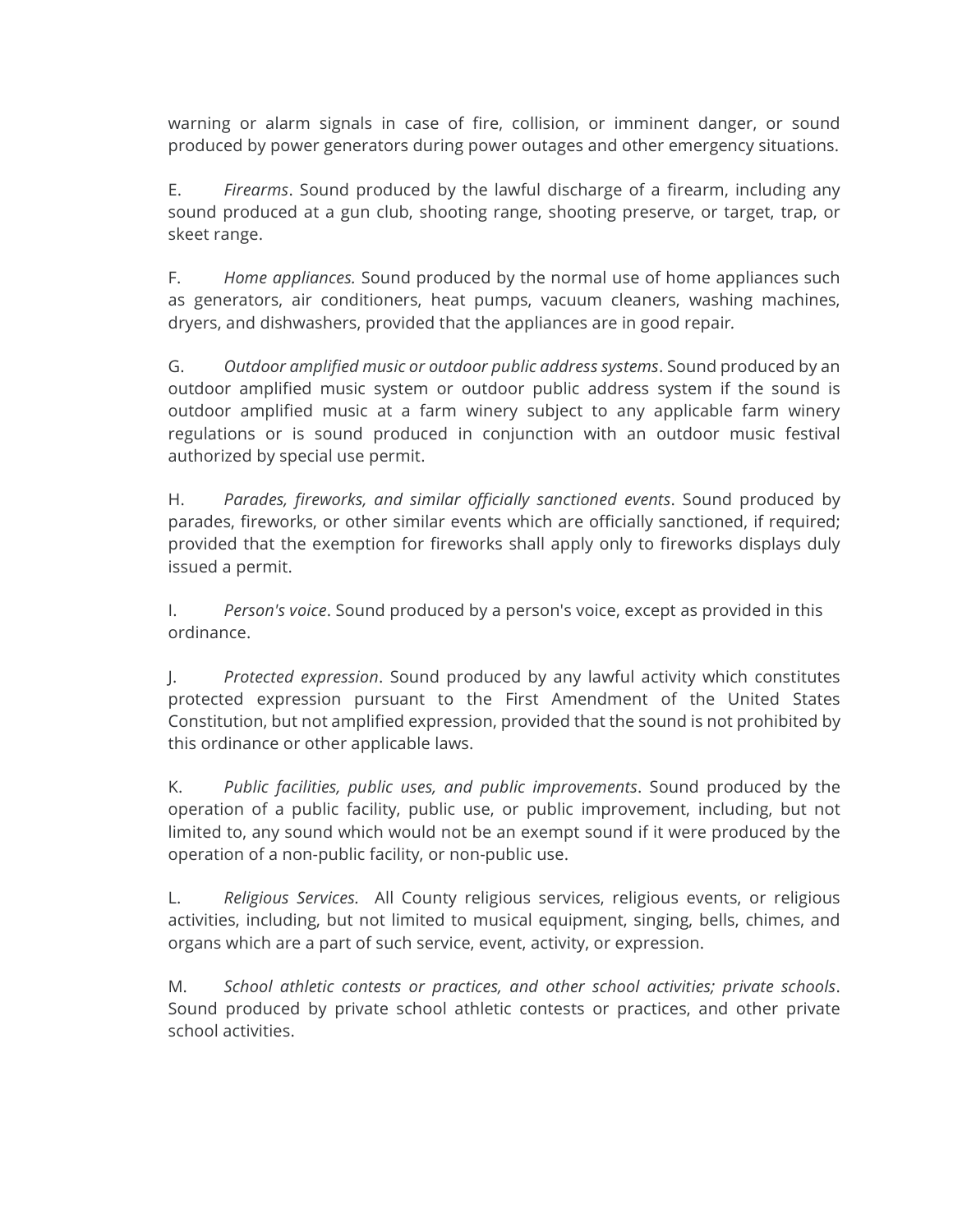warning or alarm signals in case of fire, collision, or imminent danger, or sound produced by power generators during power outages and other emergency situations.

E. *Firearms*. Sound produced by the lawful discharge of a firearm, including any sound produced at a gun club, shooting range, shooting preserve, or target, trap, or skeet range.

F. *Home appliances.* Sound produced by the normal use of home appliances such as generators, air conditioners, heat pumps, vacuum cleaners, washing machines, dryers, and dishwashers, provided that the appliances are in good repair.

G. *Outdoor amplified music or outdoor public address systems*. Sound produced by an outdoor amplified music system or outdoor public address system if the sound is outdoor amplified music at a farm winery subject to any applicable farm winery regulations or is sound produced in conjunction with an outdoor music festival authorized by special use permit.

H. *Parades, fireworks, and similar officially sanctioned events*. Sound produced by parades, fireworks, or other similar events which are officially sanctioned, if required; provided that the exemption for fireworks shall apply only to fireworks displays duly issued a permit.

I. *Person's voice*. Sound produced by a person's voice, except as provided in this ordinance.

J. *Protected expression*. Sound produced by any lawful activity which constitutes protected expression pursuant to the First Amendment of the United States Constitution, but not amplified expression, provided that the sound is not prohibited by this ordinance or other applicable laws.

K. *Public facilities, public uses, and public improvements*. Sound produced by the operation of a public facility, public use, or public improvement, including, but not limited to, any sound which would not be an exempt sound if it were produced by the operation of a non-public facility, or non-public use.

L. *Religious Services.* All County religious services, religious events, or religious activities, including, but not limited to musical equipment, singing, bells, chimes, and organs which are a part of such service, event, activity, or expression.

M. *School athletic contests or practices, and other school activities; private schools*. Sound produced by private school athletic contests or practices, and other private school activities.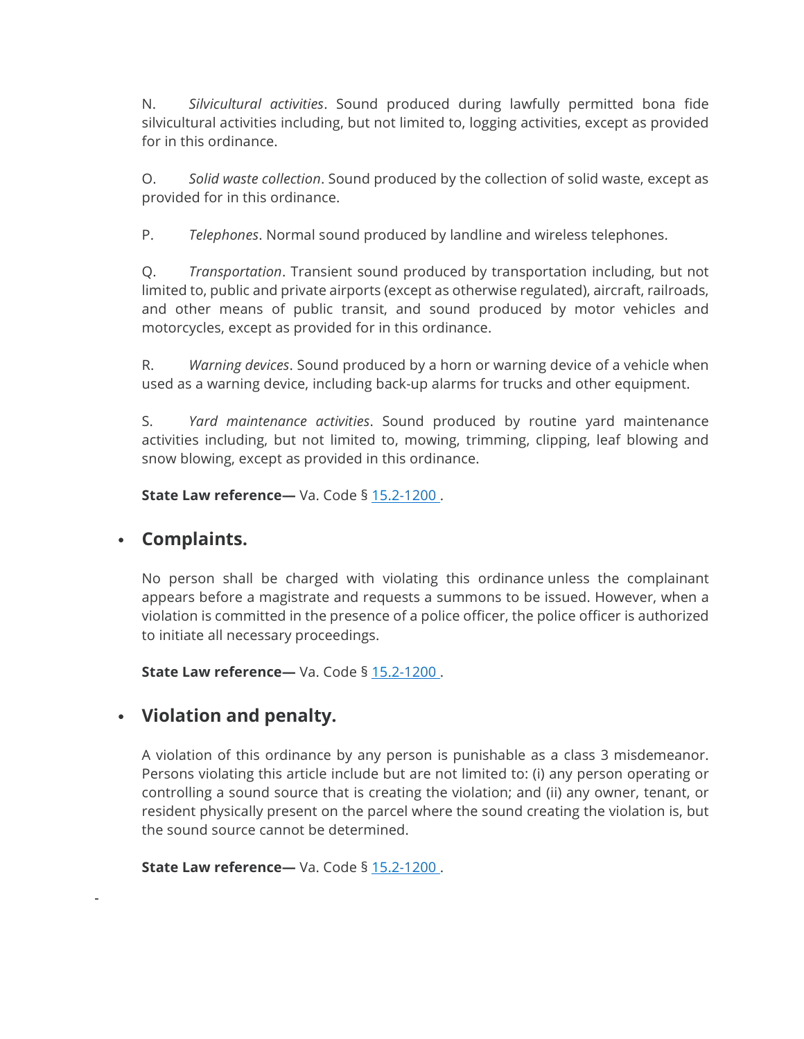N. *Silvicultural activities*. Sound produced during lawfully permitted bona fide silvicultural activities including, but not limited to, logging activities, except as provided for in this ordinance.

O. *Solid waste collection*. Sound produced by the collection of solid waste, except as provided for in this ordinance.

P. *Telephones*. Normal sound produced by landline and wireless telephones.

Q. *Transportation*. Transient sound produced by transportation including, but not limited to, public and private airports (except as otherwise regulated), aircraft, railroads, and other means of public transit, and sound produced by motor vehicles and motorcycles, except as provided for in this ordinance.

R. *Warning devices*. Sound produced by a horn or warning device of a vehicle when used as a warning device, including back-up alarms for trucks and other equipment.

S. *Yard maintenance activities*. Sound produced by routine yard maintenance activities including, but not limited to, mowing, trimming, clipping, leaf blowing and snow blowing, except as provided in this ordinance.

**State Law reference—** Va. Code § 15.2-1200 .

- ## Complaints.

No person shall be charged with violating this ordinance unless the complainant appears before a magistrate and requests a summons to be issued. However, when a violation is committed in the presence of a police officer, the police officer is authorized to initiate all necessary proceedings.

**State Law reference—** Va. Code § 15.2-1200 .

- ## Violation and penalty.

A violation of this ordinance by any person is punishable as a class 3 misdemeanor. Persons violating this article include but are not limited to: (i) any person operating or controlling a sound source that is creating the violation; and (ii) any owner, tenant, or resident physically present on the parcel where the sound creating the violation is, but the sound source cannot be determined.

**State Law reference—** Va. Code § 15.2-1200 .